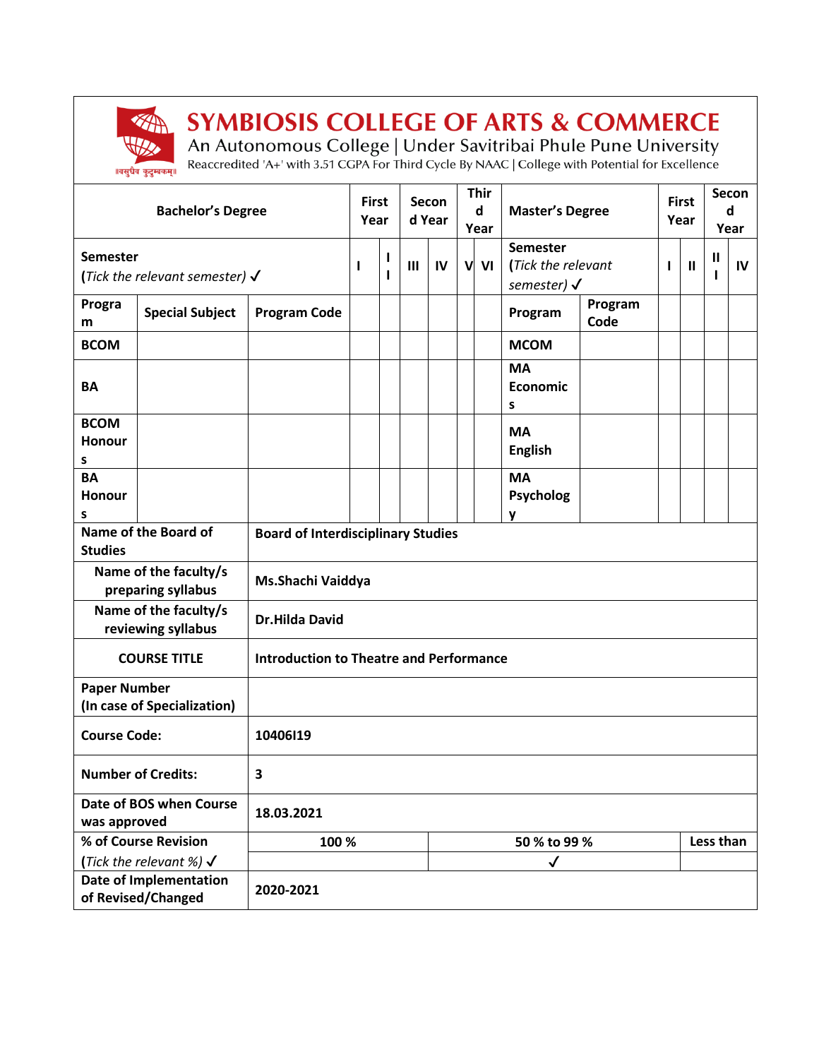# SYMBIOSIS COLLEGE OF ARTS & COMMERCE

An Autonomous College | Under Savitribai Phule Pune University

Reaccredited 'A+' with 3.51 CGPA For Third Cycle By NAAC | College with Potential for Excellence

॥वसुधैव कुटुम्बकम्॥

| Bachelor's Degree | | | First Year | | Second Year | | Third Year | | Master's Degree | | First Year | | Second Year | |
|---|---|---|---|---|---|---|---|---|---|---|---|---|---|---|
| Semester (*Tick the relevant semester*) ✓ | | | I | II | III | IV | V | VI | Semester (*Tick the relevant semester*) ✓ | | I | II | III | IV |
| Program | Special Subject | Program Code | | | | | | | Program | Program Code | | | | |
| BCOM | | | | | | | | | MCOM | | | | | |
| BA | | | | | | | | | MA Economics | | | | | |
| BCOM Honours | | | | | | | | | MA English | | | | | |
| BA Honours | | | | | | | | | MA Psychology | | | | | |

| | | | |
|---|---|---|---|
| Name of the Board of Studies | Board of Interdisciplinary Studies | | |
| Name of the faculty/s preparing syllabus | Ms.Shachi Vaiddya | | |
| Name of the faculty/s reviewing syllabus | Dr.Hilda David | | |
| COURSE TITLE | Introduction to Theatre and Performance | | |
| Paper Number (In case of Specialization) | | | |
| Course Code: | 10406I19 | | |
| Number of Credits: | 3 | | |
| Date of BOS when Course was approved | 18.03.2021 | | |
| % of Course Revision (*Tick the relevant %*) ✓ | 100 % | 50 % to 99 % | Less than |
| | | ✓ | |
| Date of Implementation of Revised/Changed | 2020-2021 | | |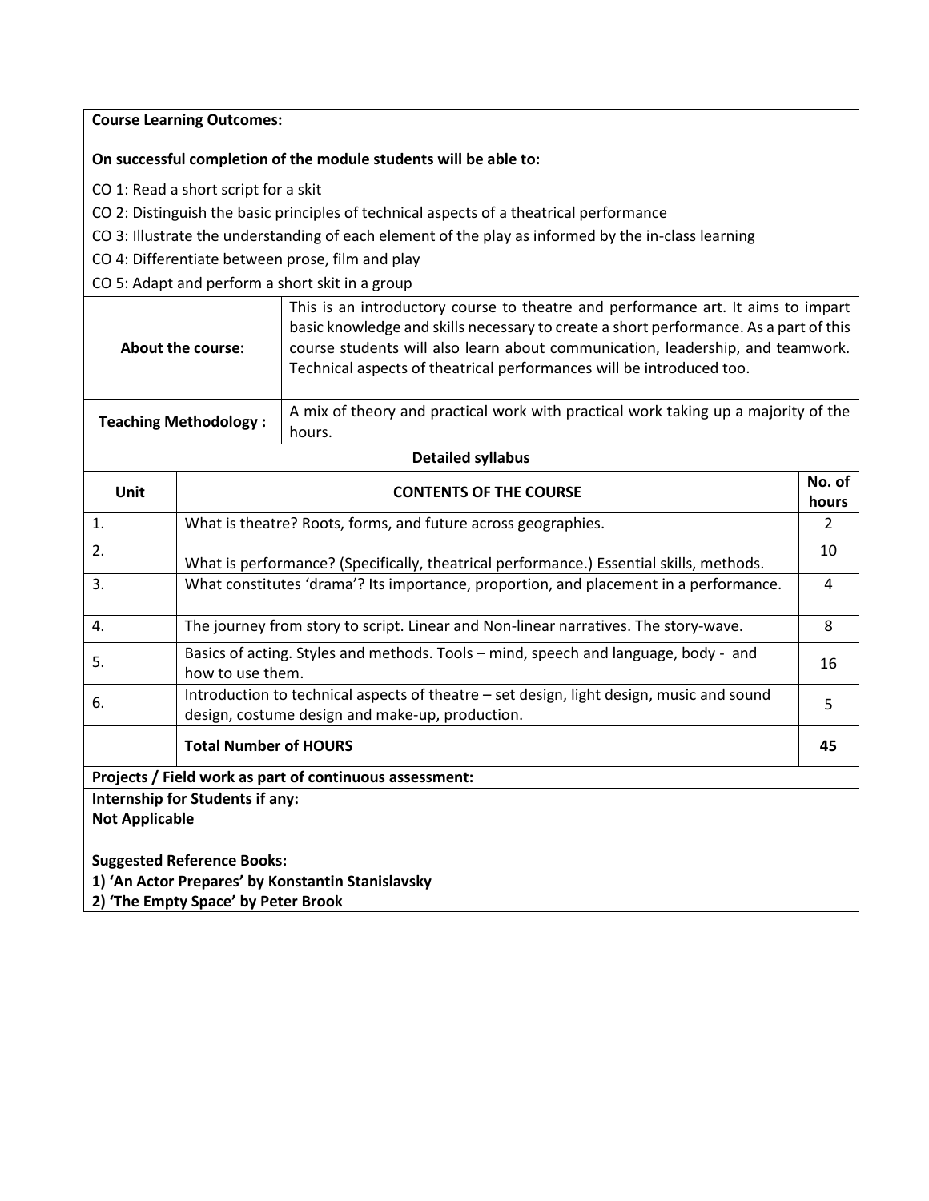**Course Learning Outcomes:**

**On successful completion of the module students will be able to:**

CO 1: Read a short script for a skit

CO 2: Distinguish the basic principles of technical aspects of a theatrical performance

CO 3: Illustrate the understanding of each element of the play as informed by the in-class learning

CO 4: Differentiate between prose, film and play

CO 5: Adapt and perform a short skit in a group

| | |
|---|---|
| **About the course:** | This is an introductory course to theatre and performance art. It aims to impart basic knowledge and skills necessary to create a short performance. As a part of this course students will also learn about communication, leadership, and teamwork. Technical aspects of theatrical performances will be introduced too. |
| **Teaching Methodology :** | A mix of theory and practical work with practical work taking up a majority of the hours. |

**Detailed syllabus**

| Unit | CONTENTS OF THE COURSE | No. of hours |
|---|---|---|
| 1. | What is theatre? Roots, forms, and future across geographies. | 2 |
| 2. | What is performance? (Specifically, theatrical performance.) Essential skills, methods. | 10 |
| 3. | What constitutes 'drama'? Its importance, proportion, and placement in a performance. | 4 |
| 4. | The journey from story to script. Linear and Non-linear narratives. The story-wave. | 8 |
| 5. | Basics of acting. Styles and methods. Tools – mind, speech and language, body - and how to use them. | 16 |
| 6. | Introduction to technical aspects of theatre – set design, light design, music and sound design, costume design and make-up, production. | 5 |
| | **Total Number of HOURS** | **45** |

**Projects / Field work as part of continuous assessment:**

**Internship for Students if any:**
**Not Applicable**

**Suggested Reference Books:**

**1) 'An Actor Prepares' by Konstantin Stanislavsky**

**2) 'The Empty Space' by Peter Brook**